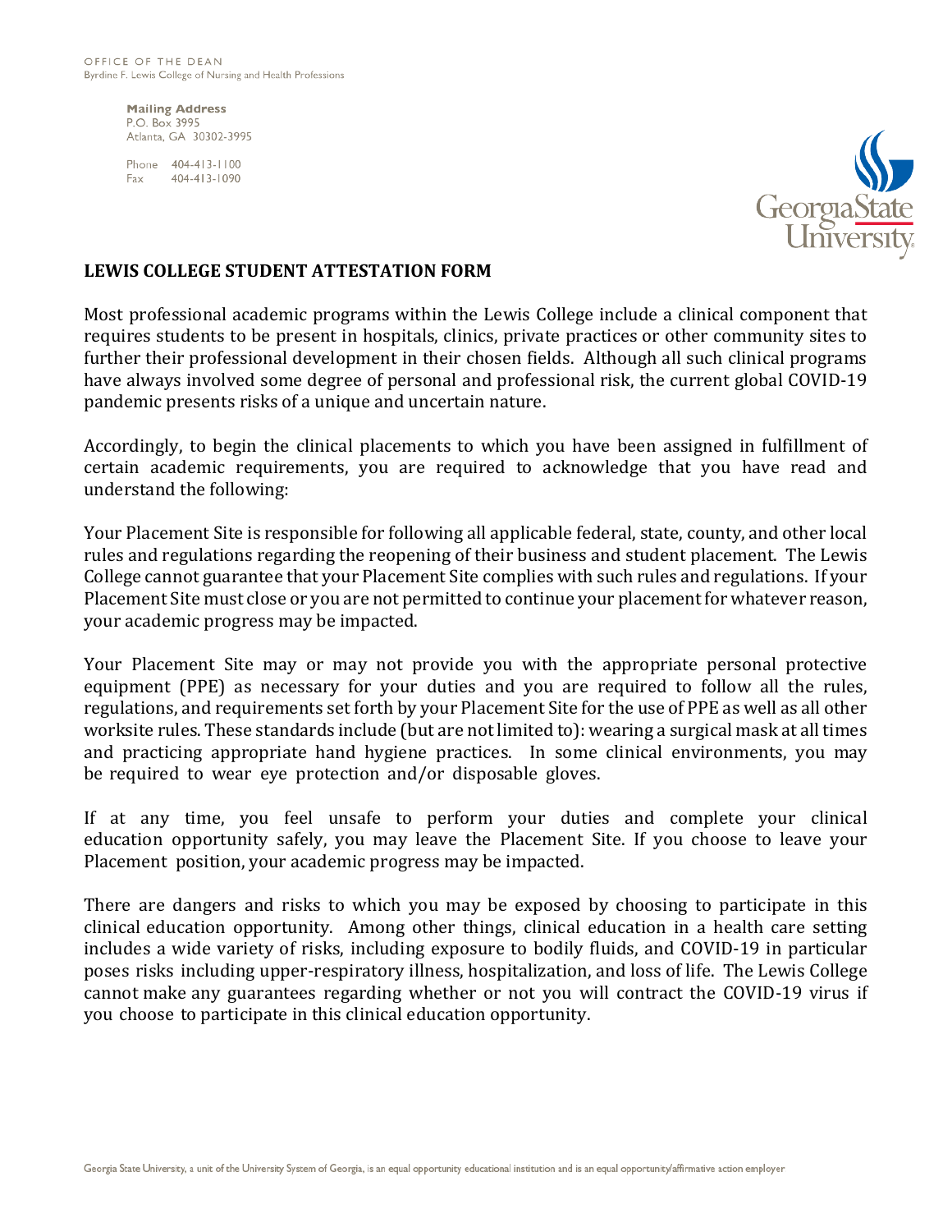OFFICE OF THE DEAN
Byrdine F. Lewis College of Nursing and Health Professions

**Mailing Address**
P.O. Box 3995
Atlanta, GA 30302-3995

Phone 404-413-1100
Fax 404-413-1090

## LEWIS COLLEGE STUDENT ATTESTATION FORM

Most professional academic programs within the Lewis College include a clinical component that requires students to be present in hospitals, clinics, private practices or other community sites to further their professional development in their chosen fields. Although all such clinical programs have always involved some degree of personal and professional risk, the current global COVID-19 pandemic presents risks of a unique and uncertain nature.

Accordingly, to begin the clinical placements to which you have been assigned in fulfillment of certain academic requirements, you are required to acknowledge that you have read and understand the following:

Your Placement Site is responsible for following all applicable federal, state, county, and other local rules and regulations regarding the reopening of their business and student placement. The Lewis College cannot guarantee that your Placement Site complies with such rules and regulations. If your Placement Site must close or you are not permitted to continue your placement for whatever reason, your academic progress may be impacted.

Your Placement Site may or may not provide you with the appropriate personal protective equipment (PPE) as necessary for your duties and you are required to follow all the rules, regulations, and requirements set forth by your Placement Site for the use of PPE as well as all other worksite rules. These standards include (but are not limited to): wearing a surgical mask at all times and practicing appropriate hand hygiene practices. In some clinical environments, you may be required to wear eye protection and/or disposable gloves.

If at any time, you feel unsafe to perform your duties and complete your clinical education opportunity safely, you may leave the Placement Site. If you choose to leave your Placement position, your academic progress may be impacted.

There are dangers and risks to which you may be exposed by choosing to participate in this clinical education opportunity. Among other things, clinical education in a health care setting includes a wide variety of risks, including exposure to bodily fluids, and COVID-19 in particular poses risks including upper-respiratory illness, hospitalization, and loss of life. The Lewis College cannot make any guarantees regarding whether or not you will contract the COVID-19 virus if you choose to participate in this clinical education opportunity.

Georgia State University, a unit of the University System of Georgia, is an equal opportunity educational institution and is an equal opportunity/affirmative action employer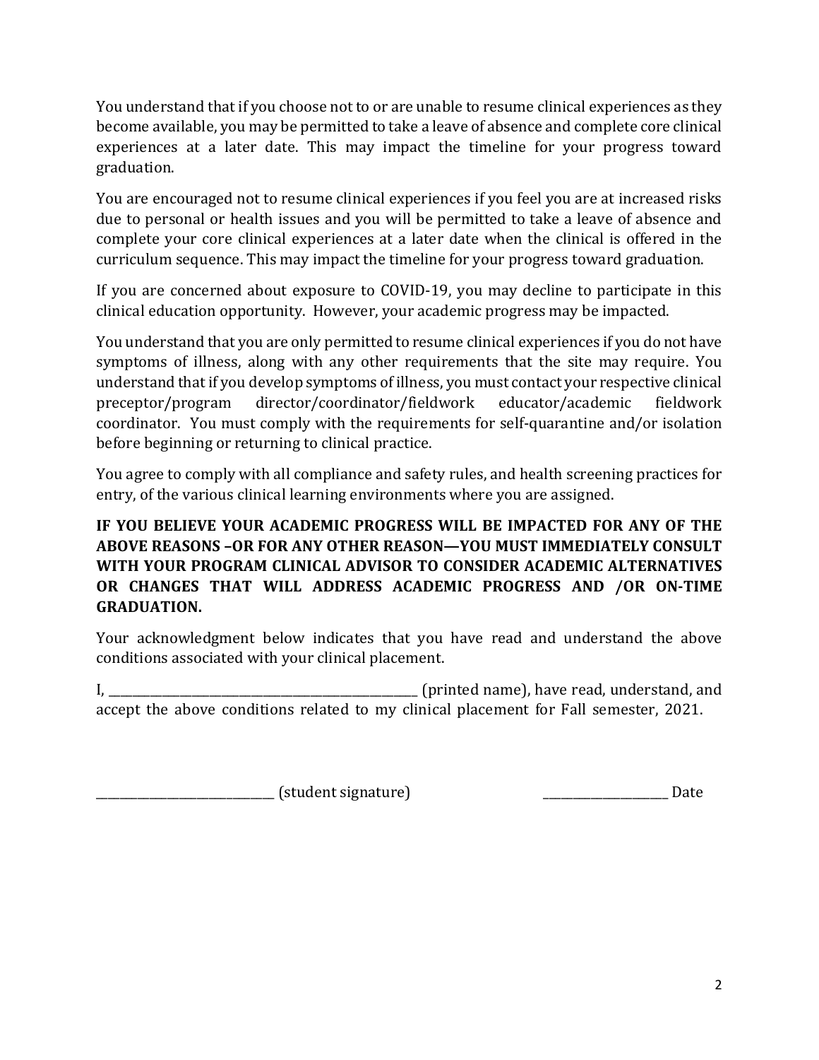You understand that if you choose not to or are unable to resume clinical experiences as they become available, you may be permitted to take a leave of absence and complete core clinical experiences at a later date. This may impact the timeline for your progress toward graduation.

You are encouraged not to resume clinical experiences if you feel you are at increased risks due to personal or health issues and you will be permitted to take a leave of absence and complete your core clinical experiences at a later date when the clinical is offered in the curriculum sequence. This may impact the timeline for your progress toward graduation.

If you are concerned about exposure to COVID-19, you may decline to participate in this clinical education opportunity. However, your academic progress may be impacted.

You understand that you are only permitted to resume clinical experiences if you do not have symptoms of illness, along with any other requirements that the site may require. You understand that if you develop symptoms of illness, you must contact your respective clinical preceptor/program director/coordinator/fieldwork educator/academic fieldwork coordinator. You must comply with the requirements for self-quarantine and/or isolation before beginning or returning to clinical practice.

You agree to comply with all compliance and safety rules, and health screening practices for entry, of the various clinical learning environments where you are assigned.

**IF YOU BELIEVE YOUR ACADEMIC PROGRESS WILL BE IMPACTED FOR ANY OF THE ABOVE REASONS –OR FOR ANY OTHER REASON—YOU MUST IMMEDIATELY CONSULT WITH YOUR PROGRAM CLINICAL ADVISOR TO CONSIDER ACADEMIC ALTERNATIVES OR CHANGES THAT WILL ADDRESS ACADEMIC PROGRESS AND /OR ON-TIME GRADUATION.**

Your acknowledgment below indicates that you have read and understand the above conditions associated with your clinical placement.

I, ____________________________________________ (printed name), have read, understand, and accept the above conditions related to my clinical placement for Fall semester, 2021.

_________________________ (student signature) _________________ Date